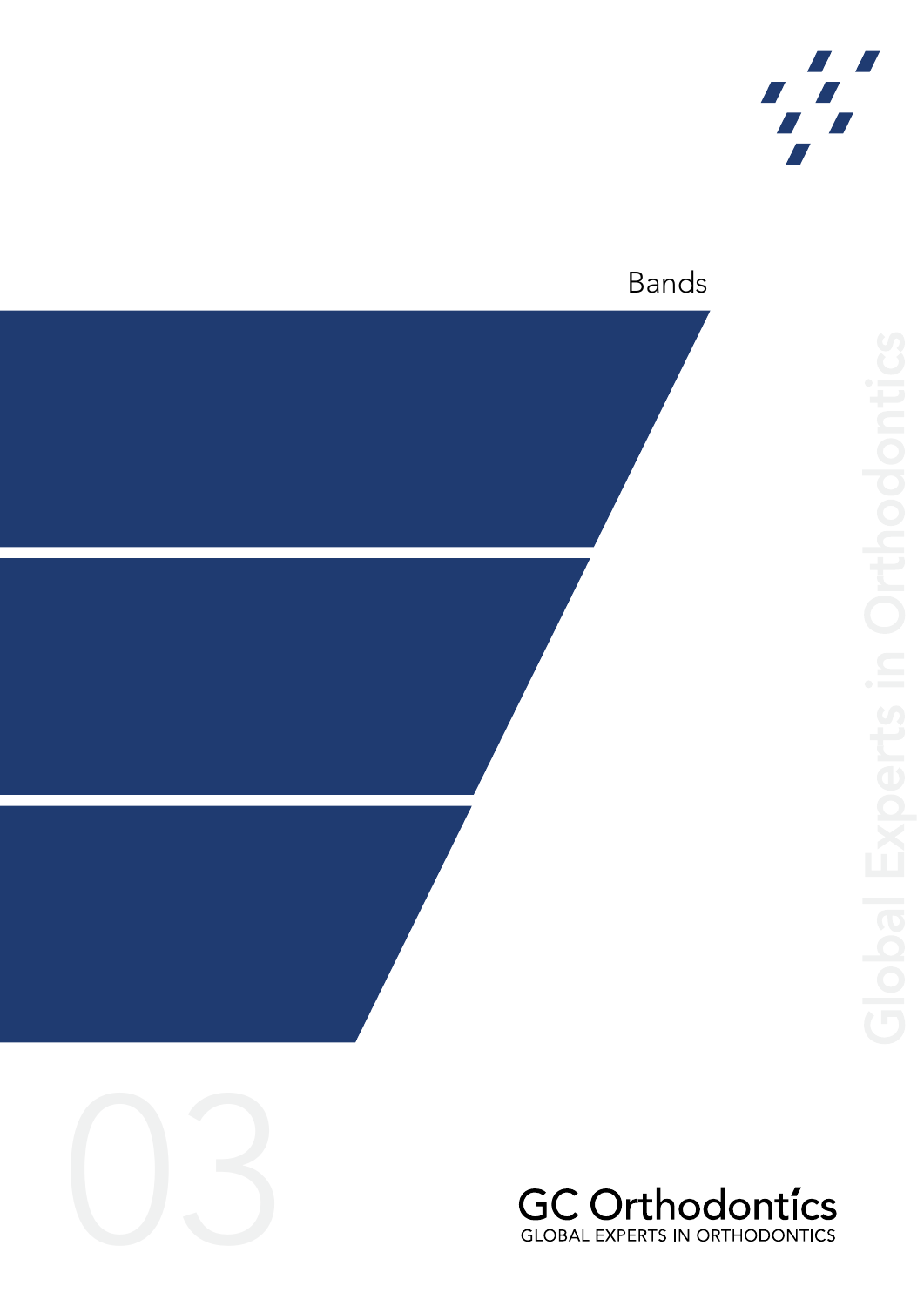# Bands

03

Global Experts in Orthodontics

GC Orthodontícs
GLOBAL EXPERTS IN ORTHODONTICS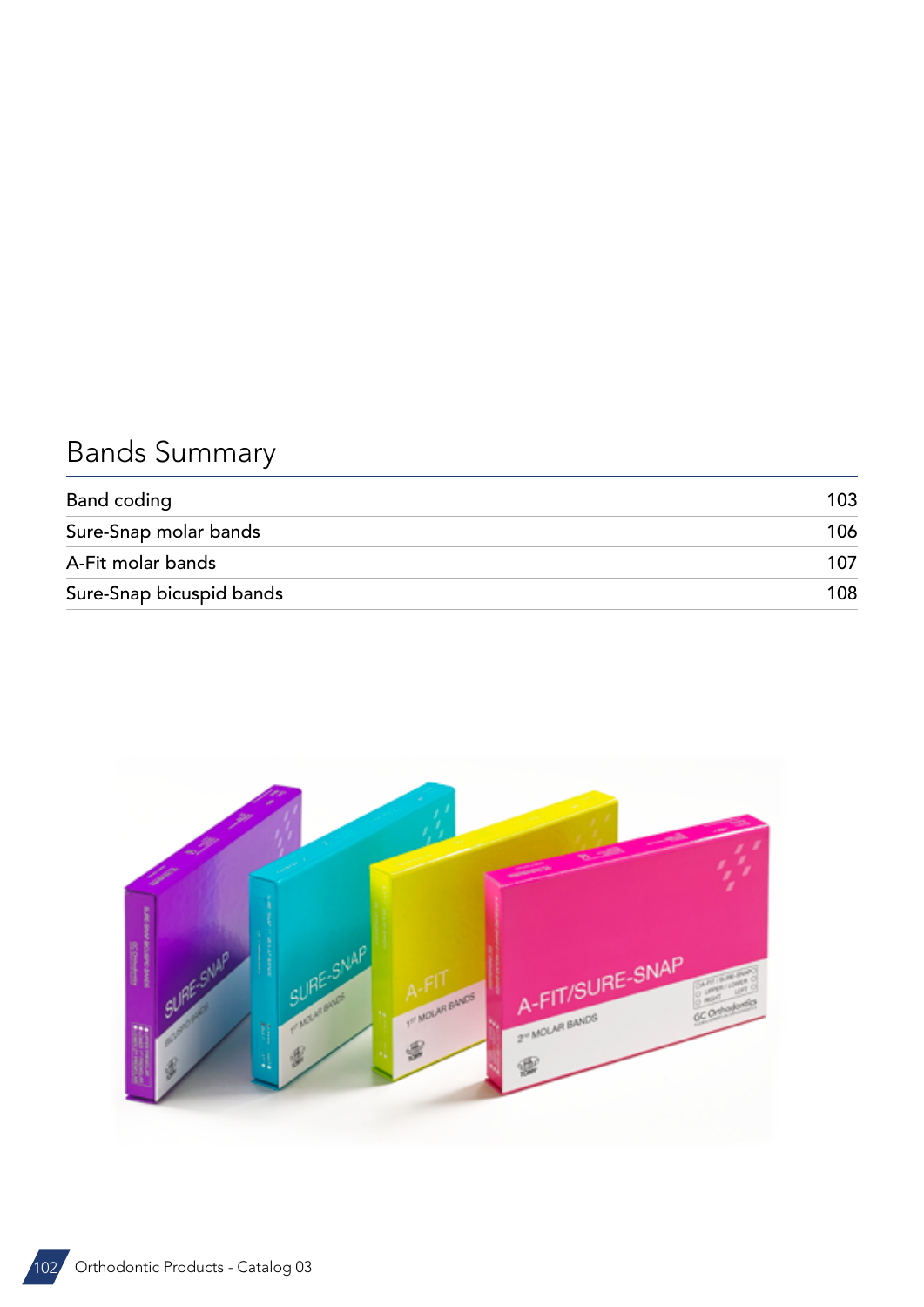# Bands Summary

| | |
|---|---|
| Band coding | 103 |
| Sure-Snap molar bands | 106 |
| A-Fit molar bands | 107 |
| Sure-Snap bicuspid bands | 108 |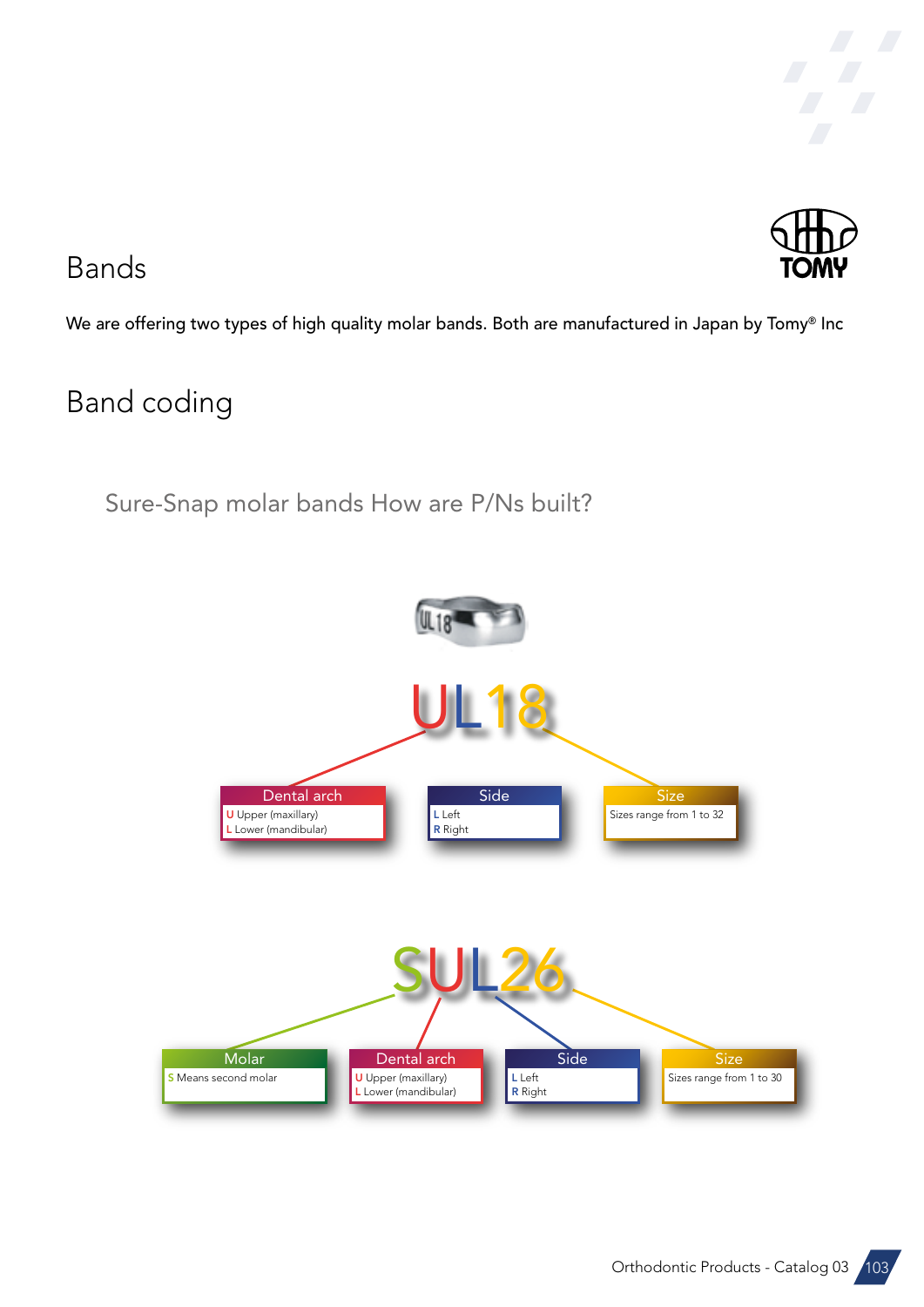# Bands

We are offering two types of high quality molar bands. Both are manufactured in Japan by Tomy® Inc

## Band coding

### Sure-Snap molar bands How are P/Ns built?

**UL18**

| Dental arch | Side | Size |
|---|---|---|
| U Upper (maxillary)<br>L Lower (mandibular) | L Left<br>R Right | Sizes range from 1 to 32 |

**SUL26**

| Molar | Dental arch | Side | Size |
|---|---|---|---|
| S Means second molar | U Upper (maxillary)<br>L Lower (mandibular) | L Left<br>R Right | Sizes range from 1 to 30 |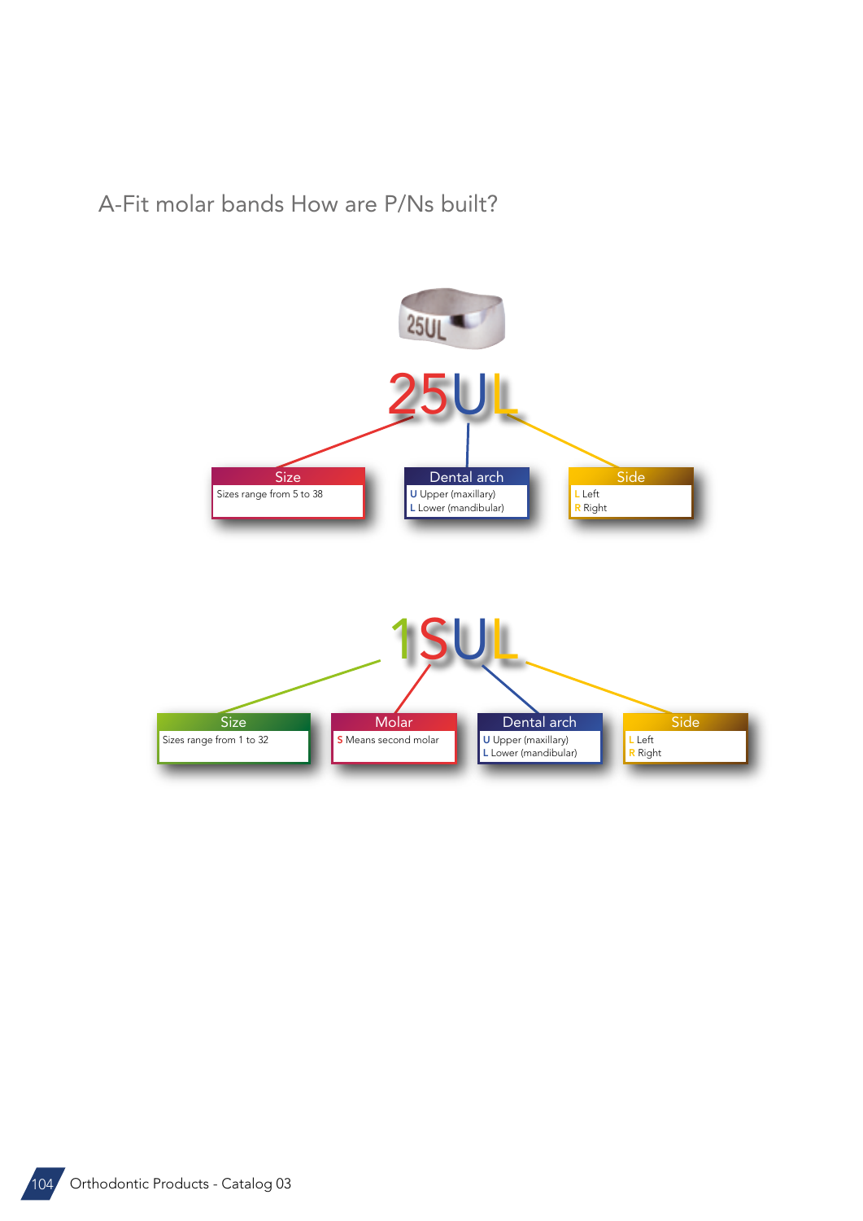## A-Fit molar bands How are P/Ns built?

**25UL**

- **Size**: Sizes range from 5 to 38
- **Dental arch**: U Upper (maxillary), L Lower (mandibular)
- **Side**: L Left, R Right

**1SUL**

- **Size**: Sizes range from 1 to 32
- **Molar**: S Means second molar
- **Dental arch**: U Upper (maxillary), L Lower (mandibular)
- **Side**: L Left, R Right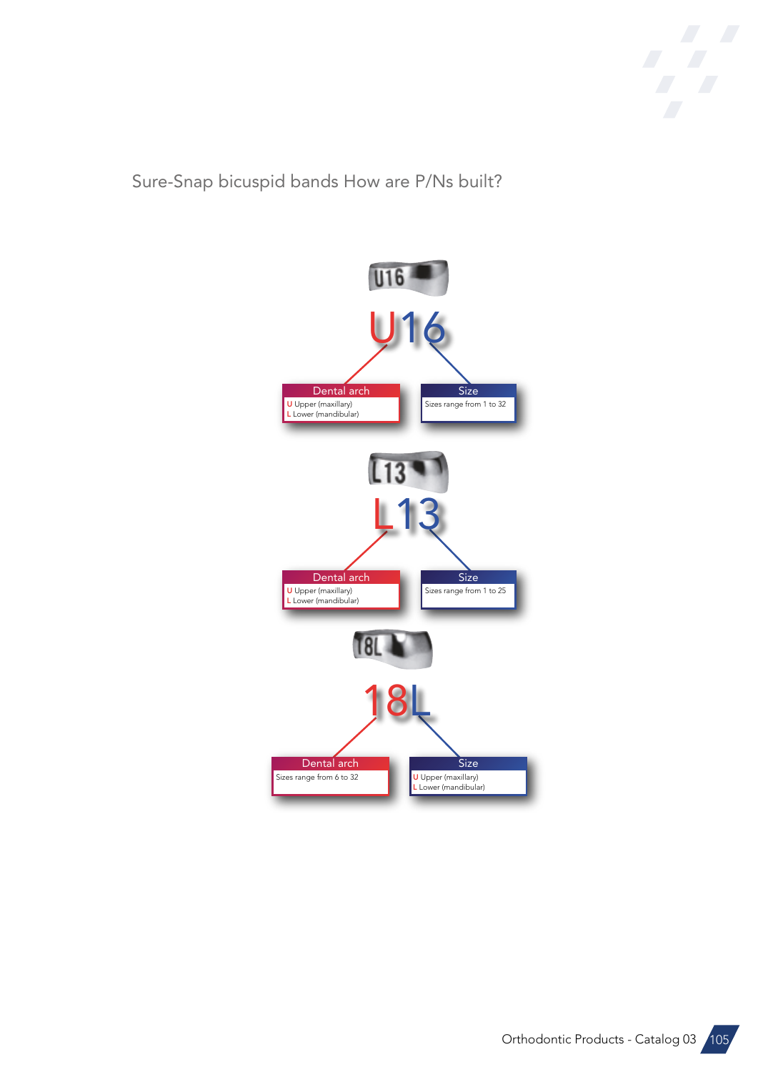Sure-Snap bicuspid bands How are P/Ns built?

U16

U16

**Dental arch**
U Upper (maxillary)
L Lower (mandibular)

**Size**
Sizes range from 1 to 32

L13

L13

**Dental arch**
U Upper (maxillary)
L Lower (mandibular)

**Size**
Sizes range from 1 to 25

18L

18L

**Dental arch**
Sizes range from 6 to 32

**Size**
U Upper (maxillary)
L Lower (mandibular)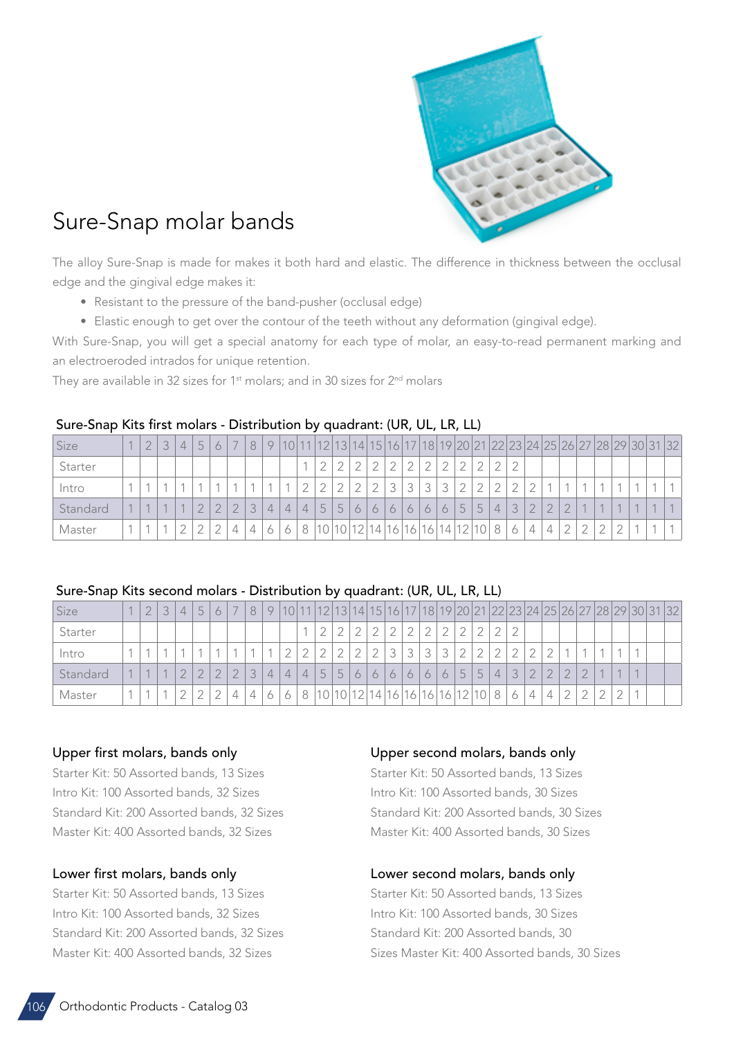# Sure-Snap molar bands

The alloy Sure-Snap is made for makes it both hard and elastic. The difference in thickness between the occlusal edge and the gingival edge makes it:

- Resistant to the pressure of the band-pusher (occlusal edge)
- Elastic enough to get over the contour of the teeth without any deformation (gingival edge).

With Sure-Snap, you will get a special anatomy for each type of molar, an easy-to-read permanent marking and an electroeroded intrados for unique retention.

They are available in 32 sizes for 1st molars; and in 30 sizes for 2nd molars

### Sure-Snap Kits first molars - Distribution by quadrant: (UR, UL, LR, LL)

| Size | 1 | 2 | 3 | 4 | 5 | 6 | 7 | 8 | 9 | 10 | 11 | 12 | 13 | 14 | 15 | 16 | 17 | 18 | 19 | 20 | 21 | 22 | 23 | 24 | 25 | 26 | 27 | 28 | 29 | 30 | 31 | 32 |
|---|---|---|---|---|---|---|---|---|---|---|---|---|---|---|---|---|---|---|---|---|---|---|---|---|---|---|---|---|---|---|---|---|
| Starter | | | | | | | | | | | 1 | 2 | 2 | 2 | 2 | 2 | 2 | 2 | 2 | 2 | 2 | 2 | 2 | | | | | | | | | |
| Intro | 1 | 1 | 1 | 1 | 1 | 1 | 1 | 1 | 1 | 1 | 2 | 2 | 2 | 2 | 2 | 3 | 3 | 3 | 3 | 2 | 2 | 2 | 2 | 2 | 1 | 1 | 1 | 1 | 1 | 1 | 1 | 1 |
| Standard | 1 | 1 | 1 | 1 | 2 | 2 | 2 | 3 | 4 | 4 | 4 | 5 | 5 | 6 | 6 | 6 | 6 | 6 | 6 | 5 | 5 | 4 | 3 | 2 | 2 | 2 | 1 | 1 | 1 | 1 | 1 | 1 |
| Master | 1 | 1 | 1 | 2 | 2 | 2 | 4 | 4 | 6 | 6 | 8 | 10 | 10 | 12 | 14 | 16 | 16 | 16 | 14 | 12 | 10 | 8 | 6 | 4 | 4 | 2 | 2 | 2 | 2 | 1 | 1 | 1 |

### Sure-Snap Kits second molars - Distribution by quadrant: (UR, UL, LR, LL)

| Size | 1 | 2 | 3 | 4 | 5 | 6 | 7 | 8 | 9 | 10 | 11 | 12 | 13 | 14 | 15 | 16 | 17 | 18 | 19 | 20 | 21 | 22 | 23 | 24 | 25 | 26 | 27 | 28 | 29 | 30 | 31 | 32 |
|---|---|---|---|---|---|---|---|---|---|---|---|---|---|---|---|---|---|---|---|---|---|---|---|---|---|---|---|---|---|---|---|---|
| Starter | | | | | | | | | | | 1 | 2 | 2 | 2 | 2 | 2 | 2 | 2 | 2 | 2 | 2 | 2 | 2 | | | | | | | | | |
| Intro | 1 | 1 | 1 | 1 | 1 | 1 | 1 | 1 | 1 | 2 | 2 | 2 | 2 | 2 | 2 | 3 | 3 | 3 | 3 | 2 | 2 | 2 | 2 | 2 | 2 | 1 | 1 | 1 | 1 | 1 | | |
| Standard | 1 | 1 | 1 | 2 | 2 | 2 | 2 | 3 | 4 | 4 | 4 | 5 | 5 | 6 | 6 | 6 | 6 | 6 | 6 | 5 | 5 | 4 | 3 | 2 | 2 | 2 | 2 | 1 | 1 | 1 | | |
| Master | 1 | 1 | 1 | 2 | 2 | 2 | 4 | 4 | 6 | 6 | 8 | 10 | 10 | 12 | 14 | 16 | 16 | 16 | 16 | 12 | 10 | 8 | 6 | 4 | 4 | 2 | 2 | 2 | 2 | 1 | | |

### Upper first molars, bands only

Starter Kit: 50 Assorted bands, 13 Sizes
Intro Kit: 100 Assorted bands, 32 Sizes
Standard Kit: 200 Assorted bands, 32 Sizes
Master Kit: 400 Assorted bands, 32 Sizes

### Lower first molars, bands only

Starter Kit: 50 Assorted bands, 13 Sizes
Intro Kit: 100 Assorted bands, 32 Sizes
Standard Kit: 200 Assorted bands, 32 Sizes
Master Kit: 400 Assorted bands, 32 Sizes

### Upper second molars, bands only

Starter Kit: 50 Assorted bands, 13 Sizes
Intro Kit: 100 Assorted bands, 30 Sizes
Standard Kit: 200 Assorted bands, 30 Sizes
Master Kit: 400 Assorted bands, 30 Sizes

### Lower second molars, bands only

Starter Kit: 50 Assorted bands, 13 Sizes
Intro Kit: 100 Assorted bands, 30 Sizes
Standard Kit: 200 Assorted bands, 30
Sizes Master Kit: 400 Assorted bands, 30 Sizes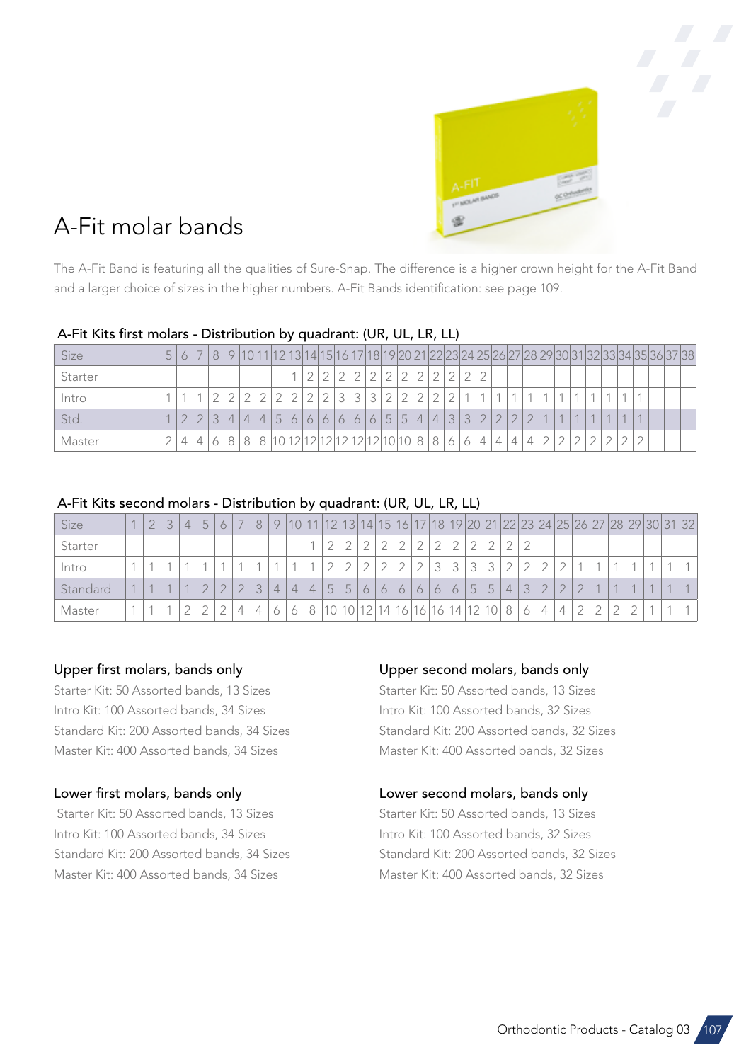# A-Fit molar bands

The A-Fit Band is featuring all the qualities of Sure-Snap. The difference is a higher crown height for the A-Fit Band and a larger choice of sizes in the higher numbers. A-Fit Bands identification: see page 109.

## A-Fit Kits first molars - Distribution by quadrant: (UR, UL, LR, LL)

| Size | 5 | 6 | 7 | 8 | 9 | 10 | 11 | 12 | 13 | 14 | 15 | 16 | 17 | 18 | 19 | 20 | 21 | 22 | 23 | 24 | 25 | 26 | 27 | 28 | 29 | 30 | 31 | 32 | 33 | 34 | 35 | 36 | 37 | 38 |
|---|---|---|---|---|---|---|---|---|---|---|---|---|---|---|---|---|---|---|---|---|---|---|---|---|---|---|---|---|---|---|---|---|---|---|
| Starter | | | | | | | | | 1 | 2 | 2 | 2 | 2 | 2 | 2 | 2 | 2 | 2 | 2 | 2 | 2 | | | | | | | | | | | | | |
| Intro | 1 | 1 | 1 | 2 | 2 | 2 | 2 | 2 | 2 | 2 | 2 | 3 | 3 | 3 | 2 | 2 | 2 | 2 | 2 | 1 | 1 | 1 | 1 | 1 | 1 | 1 | 1 | 1 | 1 | 1 | 1 | | | |
| Std. | 1 | 2 | 2 | 3 | 4 | 4 | 4 | 5 | 6 | 6 | 6 | 6 | 6 | 6 | 5 | 5 | 4 | 4 | 3 | 3 | 2 | 2 | 2 | 2 | 1 | 1 | 1 | 1 | 1 | 1 | 1 | | | |
| Master | 2 | 4 | 4 | 6 | 8 | 8 | 8 | 10 | 12 | 12 | 12 | 12 | 12 | 12 | 10 | 10 | 8 | 8 | 6 | 6 | 4 | 4 | 4 | 4 | 2 | 2 | 2 | 2 | 2 | 2 | 2 | | | |

## A-Fit Kits second molars - Distribution by quadrant: (UR, UL, LR, LL)

| Size | 1 | 2 | 3 | 4 | 5 | 6 | 7 | 8 | 9 | 10 | 11 | 12 | 13 | 14 | 15 | 16 | 17 | 18 | 19 | 20 | 21 | 22 | 23 | 24 | 25 | 26 | 27 | 28 | 29 | 30 | 31 | 32 |
|---|---|---|---|---|---|---|---|---|---|---|---|---|---|---|---|---|---|---|---|---|---|---|---|---|---|---|---|---|---|---|---|---|
| Starter | | | | | | | | | | | 1 | 2 | 2 | 2 | 2 | 2 | 2 | 2 | 2 | 2 | 2 | 2 | 2 | | | | | | | | | |
| Intro | 1 | 1 | 1 | 1 | 1 | 1 | 1 | 1 | 1 | 1 | 1 | 2 | 2 | 2 | 2 | 2 | 2 | 3 | 3 | 3 | 2 | 2 | 2 | 2 | 1 | 1 | 1 | 1 | 1 | 1 | 1 | 1 |
| Standard | 1 | 1 | 1 | 1 | 2 | 2 | 2 | 3 | 4 | 4 | 4 | 5 | 5 | 6 | 6 | 6 | 6 | 6 | 6 | 5 | 5 | 4 | 3 | 2 | 2 | 2 | 1 | 1 | 1 | 1 | 1 | 1 |
| Master | 1 | 1 | 1 | 2 | 2 | 2 | 4 | 4 | 6 | 6 | 8 | 10 | 10 | 12 | 14 | 16 | 16 | 16 | 14 | 12 | 10 | 8 | 6 | 4 | 4 | 2 | 2 | 2 | 2 | 1 | 1 | 1 |

### Upper first molars, bands only

Starter Kit: 50 Assorted bands, 13 Sizes
Intro Kit: 100 Assorted bands, 34 Sizes
Standard Kit: 200 Assorted bands, 34 Sizes
Master Kit: 400 Assorted bands, 34 Sizes

### Lower first molars, bands only

Starter Kit: 50 Assorted bands, 13 Sizes
Intro Kit: 100 Assorted bands, 34 Sizes
Standard Kit: 200 Assorted bands, 34 Sizes
Master Kit: 400 Assorted bands, 34 Sizes

### Upper second molars, bands only

Starter Kit: 50 Assorted bands, 13 Sizes
Intro Kit: 100 Assorted bands, 32 Sizes
Standard Kit: 200 Assorted bands, 32 Sizes
Master Kit: 400 Assorted bands, 32 Sizes

### Lower second molars, bands only

Starter Kit: 50 Assorted bands, 13 Sizes
Intro Kit: 100 Assorted bands, 32 Sizes
Standard Kit: 200 Assorted bands, 32 Sizes
Master Kit: 400 Assorted bands, 32 Sizes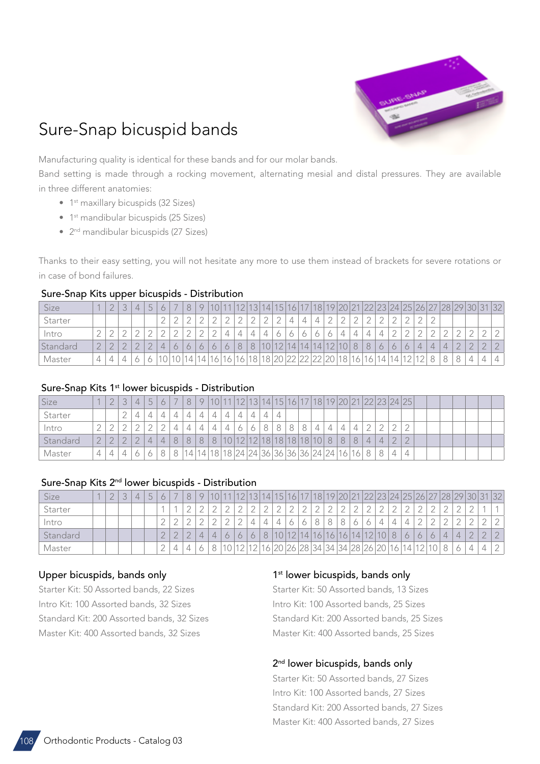# Sure-Snap bicuspid bands

Manufacturing quality is identical for these bands and for our molar bands.
Band setting is made through a rocking movement, alternating mesial and distal pressures. They are available in three different anatomies:

- 1st maxillary bicuspids (32 Sizes)
- 1st mandibular bicuspids (25 Sizes)
- 2nd mandibular bicuspids (27 Sizes)

Thanks to their easy setting, you will not hesitate any more to use them instead of brackets for severe rotations or in case of bond failures.

## Sure-Snap Kits upper bicuspids - Distribution

| Size | 1 | 2 | 3 | 4 | 5 | 6 | 7 | 8 | 9 | 10 | 11 | 12 | 13 | 14 | 15 | 16 | 17 | 18 | 19 | 20 | 21 | 22 | 23 | 24 | 25 | 26 | 27 | 28 | 29 | 30 | 31 | 32 |
|---|---|---|---|---|---|---|---|---|---|---|---|---|---|---|---|---|---|---|---|---|---|---|---|---|---|---|---|---|---|---|---|---|
| Starter | | | | | | 2 | 2 | 2 | 2 | 2 | 2 | 2 | 2 | 2 | 2 | 4 | 4 | 4 | 2 | 2 | 2 | 2 | 2 | 2 | 2 | 2 | 2 | | | | | |
| Intro | 2 | 2 | 2 | 2 | 2 | 2 | 2 | 2 | 2 | 2 | 4 | 4 | 4 | 4 | 6 | 6 | 6 | 6 | 6 | 4 | 4 | 4 | 4 | 2 | 2 | 2 | 2 | 2 | 2 | 2 | 2 | 2 |
| Standard | 2 | 2 | 2 | 2 | 2 | 4 | 6 | 6 | 6 | 6 | 6 | 8 | 8 | 10 | 12 | 14 | 14 | 14 | 12 | 10 | 8 | 8 | 6 | 6 | 6 | 4 | 4 | 4 | 2 | 2 | 2 | 2 |
| Master | 4 | 4 | 4 | 6 | 6 | 10 | 10 | 14 | 14 | 16 | 16 | 16 | 18 | 18 | 20 | 22 | 22 | 22 | 20 | 18 | 16 | 16 | 14 | 14 | 12 | 12 | 8 | 8 | 8 | 4 | 4 | 4 |

## Sure-Snap Kits 1st lower bicuspids - Distribution

| Size | 1 | 2 | 3 | 4 | 5 | 6 | 7 | 8 | 9 | 10 | 11 | 12 | 13 | 14 | 15 | 16 | 17 | 18 | 19 | 20 | 21 | 22 | 23 | 24 | 25 | | | | | | | |
|---|---|---|---|---|---|---|---|---|---|---|---|---|---|---|---|---|---|---|---|---|---|---|---|---|---|---|---|---|---|---|---|---|
| Starter | | | 2 | 4 | 4 | 4 | 4 | 4 | 4 | 4 | 4 | 4 | 4 | 4 | 4 | | | | | | | | | | | | | | | | | |
| Intro | 2 | 2 | 2 | 2 | 2 | 2 | 4 | 4 | 4 | 4 | 4 | 6 | 6 | 8 | 8 | 8 | 8 | 4 | 4 | 4 | 4 | 2 | 2 | 2 | 2 | | | | | | | |
| Standard | 2 | 2 | 2 | 2 | 4 | 4 | 8 | 8 | 8 | 8 | 10 | 12 | 12 | 18 | 18 | 18 | 18 | 10 | 8 | 8 | 8 | 4 | 4 | 2 | 2 | | | | | | | |
| Master | 4 | 4 | 4 | 6 | 6 | 8 | 8 | 14 | 14 | 18 | 18 | 24 | 24 | 36 | 36 | 36 | 36 | 24 | 24 | 16 | 16 | 8 | 8 | 4 | 4 | | | | | | | |

## Sure-Snap Kits 2nd lower bicuspids - Distribution

| Size | 1 | 2 | 3 | 4 | 5 | 6 | 7 | 8 | 9 | 10 | 11 | 12 | 13 | 14 | 15 | 16 | 17 | 18 | 19 | 20 | 21 | 22 | 23 | 24 | 25 | 26 | 27 | 28 | 29 | 30 | 31 | 32 |
|---|---|---|---|---|---|---|---|---|---|---|---|---|---|---|---|---|---|---|---|---|---|---|---|---|---|---|---|---|---|---|---|---|
| Starter | | | | | | 1 | 1 | 2 | 2 | 2 | 2 | 2 | 2 | 2 | 2 | 2 | 2 | 2 | 2 | 2 | 2 | 2 | 2 | 2 | 2 | 2 | 2 | 2 | 2 | 2 | 1 | 1 |
| Intro | | | | | | 2 | 2 | 2 | 2 | 2 | 2 | 2 | 4 | 4 | 4 | 6 | 6 | 8 | 8 | 8 | 6 | 6 | 4 | 4 | 4 | 2 | 2 | 2 | 2 | 2 | 2 | 2 |
| Standard | | | | | | 2 | 2 | 2 | 4 | 4 | 6 | 6 | 6 | 8 | 10 | 12 | 14 | 16 | 16 | 16 | 14 | 12 | 10 | 8 | 6 | 6 | 6 | 4 | 4 | 2 | 2 | 2 |
| Master | | | | | | 2 | 4 | 4 | 6 | 8 | 10 | 12 | 12 | 16 | 20 | 26 | 28 | 34 | 34 | 34 | 28 | 26 | 20 | 16 | 14 | 12 | 10 | 8 | 6 | 4 | 4 | 2 |

### Upper bicuspids, bands only

Starter Kit: 50 Assorted bands, 22 Sizes
Intro Kit: 100 Assorted bands, 32 Sizes
Standard Kit: 200 Assorted bands, 32 Sizes
Master Kit: 400 Assorted bands, 32 Sizes

### 1st lower bicuspids, bands only

Starter Kit: 50 Assorted bands, 13 Sizes
Intro Kit: 100 Assorted bands, 25 Sizes
Standard Kit: 200 Assorted bands, 25 Sizes
Master Kit: 400 Assorted bands, 25 Sizes

### 2nd lower bicuspids, bands only

Starter Kit: 50 Assorted bands, 27 Sizes
Intro Kit: 100 Assorted bands, 27 Sizes
Standard Kit: 200 Assorted bands, 27 Sizes
Master Kit: 400 Assorted bands, 27 Sizes